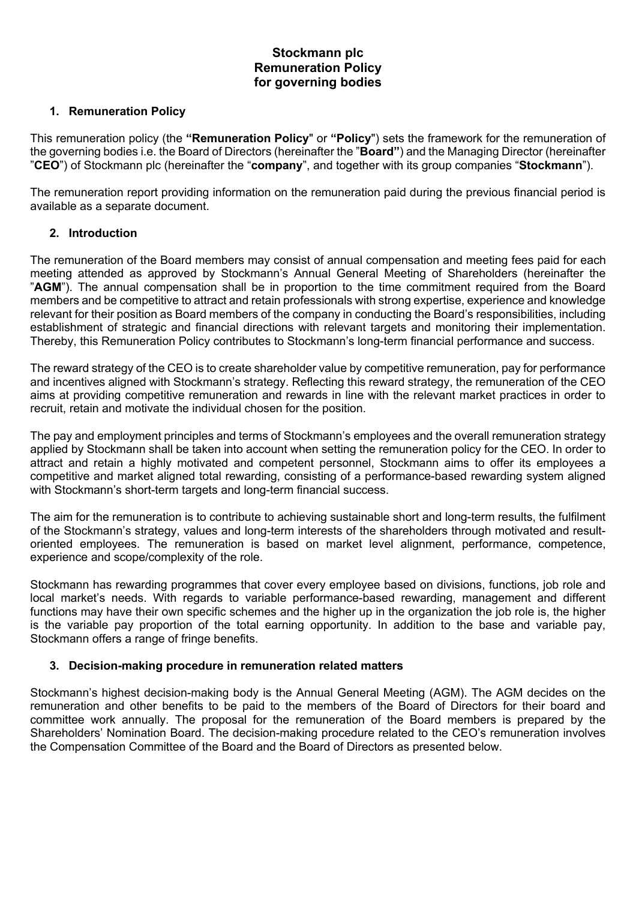# Stockmann plc
# Remuneration Policy
# for governing bodies

## 1. Remuneration Policy

This remuneration policy (the **"Remuneration Policy"** or **"Policy"**) sets the framework for the remuneration of the governing bodies i.e. the Board of Directors (hereinafter the "**Board"**) and the Managing Director (hereinafter "**CEO**") of Stockmann plc (hereinafter the "**company**", and together with its group companies "**Stockmann**").

The remuneration report providing information on the remuneration paid during the previous financial period is available as a separate document.

## 2. Introduction

The remuneration of the Board members may consist of annual compensation and meeting fees paid for each meeting attended as approved by Stockmann's Annual General Meeting of Shareholders (hereinafter the "**AGM**"). The annual compensation shall be in proportion to the time commitment required from the Board members and be competitive to attract and retain professionals with strong expertise, experience and knowledge relevant for their position as Board members of the company in conducting the Board's responsibilities, including establishment of strategic and financial directions with relevant targets and monitoring their implementation. Thereby, this Remuneration Policy contributes to Stockmann's long-term financial performance and success.

The reward strategy of the CEO is to create shareholder value by competitive remuneration, pay for performance and incentives aligned with Stockmann's strategy. Reflecting this reward strategy, the remuneration of the CEO aims at providing competitive remuneration and rewards in line with the relevant market practices in order to recruit, retain and motivate the individual chosen for the position.

The pay and employment principles and terms of Stockmann's employees and the overall remuneration strategy applied by Stockmann shall be taken into account when setting the remuneration policy for the CEO. In order to attract and retain a highly motivated and competent personnel, Stockmann aims to offer its employees a competitive and market aligned total rewarding, consisting of a performance-based rewarding system aligned with Stockmann's short-term targets and long-term financial success.

The aim for the remuneration is to contribute to achieving sustainable short and long-term results, the fulfilment of the Stockmann's strategy, values and long-term interests of the shareholders through motivated and result-oriented employees. The remuneration is based on market level alignment, performance, competence, experience and scope/complexity of the role.

Stockmann has rewarding programmes that cover every employee based on divisions, functions, job role and local market's needs. With regards to variable performance-based rewarding, management and different functions may have their own specific schemes and the higher up in the organization the job role is, the higher is the variable pay proportion of the total earning opportunity. In addition to the base and variable pay, Stockmann offers a range of fringe benefits.

## 3. Decision-making procedure in remuneration related matters

Stockmann's highest decision-making body is the Annual General Meeting (AGM). The AGM decides on the remuneration and other benefits to be paid to the members of the Board of Directors for their board and committee work annually. The proposal for the remuneration of the Board members is prepared by the Shareholders' Nomination Board. The decision-making procedure related to the CEO's remuneration involves the Compensation Committee of the Board and the Board of Directors as presented below.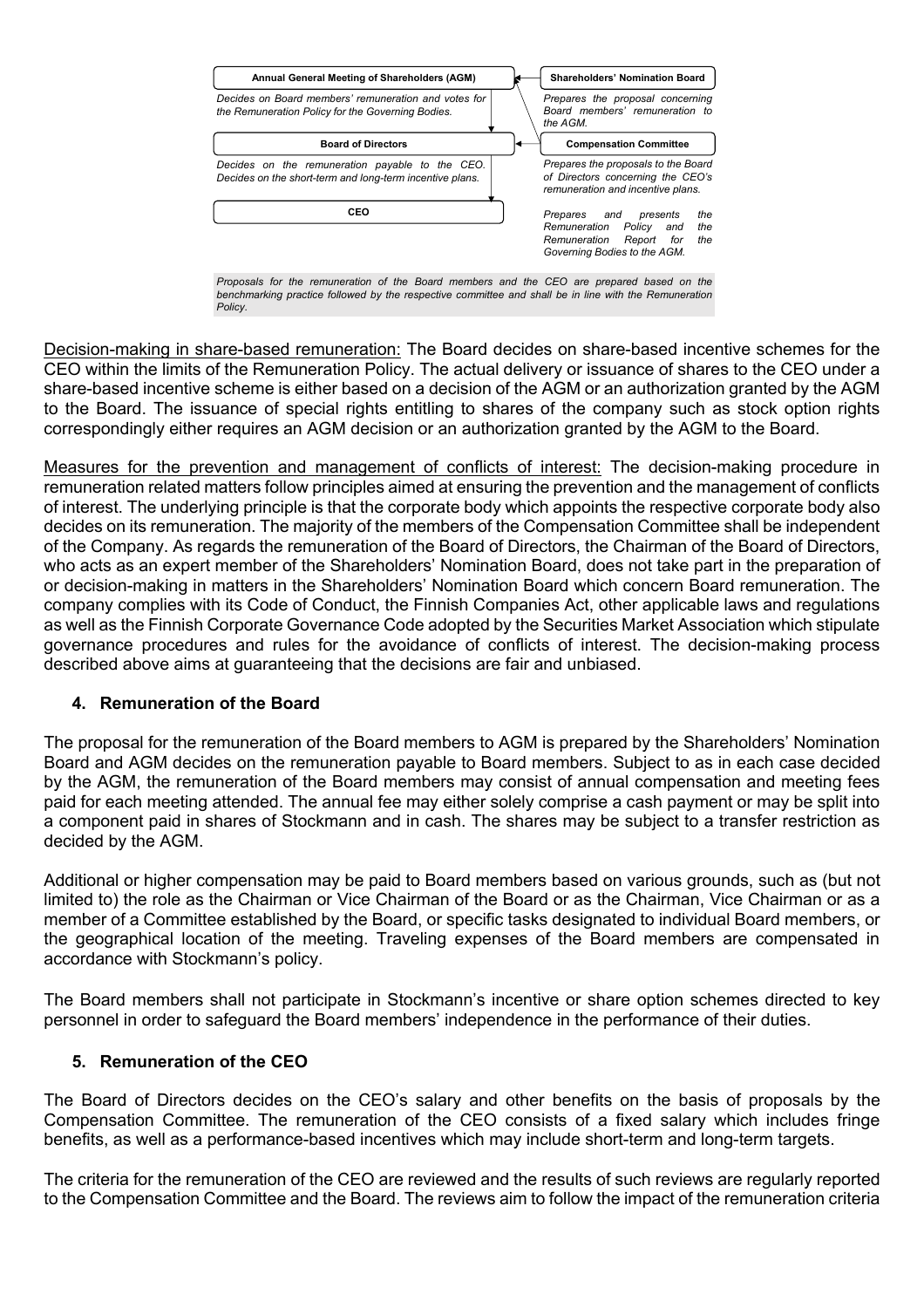| Annual General Meeting of Shareholders (AGM) | Shareholders' Nomination Board |
|---|---|
| *Decides on Board members' remuneration and votes for the Remuneration Policy for the Governing Bodies.* | *Prepares the proposal concerning Board members' remuneration to the AGM.* |
| **Board of Directors** | **Compensation Committee** |
| *Decides on the remuneration payable to the CEO. Decides on the short-term and long-term incentive plans.* | *Prepares the proposals to the Board of Directors concerning the CEO's remuneration and incentive plans.* |
| **CEO** | *Prepares and presents the Remuneration Policy and the Remuneration Report for the Governing Bodies to the AGM.* |

*Proposals for the remuneration of the Board members and the CEO are prepared based on the benchmarking practice followed by the respective committee and shall be in line with the Remuneration Policy.*

Decision-making in share-based remuneration: The Board decides on share-based incentive schemes for the CEO within the limits of the Remuneration Policy. The actual delivery or issuance of shares to the CEO under a share-based incentive scheme is either based on a decision of the AGM or an authorization granted by the AGM to the Board. The issuance of special rights entitling to shares of the company such as stock option rights correspondingly either requires an AGM decision or an authorization granted by the AGM to the Board.

Measures for the prevention and management of conflicts of interest: The decision-making procedure in remuneration related matters follow principles aimed at ensuring the prevention and the management of conflicts of interest. The underlying principle is that the corporate body which appoints the respective corporate body also decides on its remuneration. The majority of the members of the Compensation Committee shall be independent of the Company. As regards the remuneration of the Board of Directors, the Chairman of the Board of Directors, who acts as an expert member of the Shareholders' Nomination Board, does not take part in the preparation of or decision-making in matters in the Shareholders' Nomination Board which concern Board remuneration. The company complies with its Code of Conduct, the Finnish Companies Act, other applicable laws and regulations as well as the Finnish Corporate Governance Code adopted by the Securities Market Association which stipulate governance procedures and rules for the avoidance of conflicts of interest. The decision-making process described above aims at guaranteeing that the decisions are fair and unbiased.

## 4. Remuneration of the Board

The proposal for the remuneration of the Board members to AGM is prepared by the Shareholders' Nomination Board and AGM decides on the remuneration payable to Board members. Subject to as in each case decided by the AGM, the remuneration of the Board members may consist of annual compensation and meeting fees paid for each meeting attended. The annual fee may either solely comprise a cash payment or may be split into a component paid in shares of Stockmann and in cash. The shares may be subject to a transfer restriction as decided by the AGM.

Additional or higher compensation may be paid to Board members based on various grounds, such as (but not limited to) the role as the Chairman or Vice Chairman of the Board or as the Chairman, Vice Chairman or as a member of a Committee established by the Board, or specific tasks designated to individual Board members, or the geographical location of the meeting. Traveling expenses of the Board members are compensated in accordance with Stockmann's policy.

The Board members shall not participate in Stockmann's incentive or share option schemes directed to key personnel in order to safeguard the Board members' independence in the performance of their duties.

## 5. Remuneration of the CEO

The Board of Directors decides on the CEO's salary and other benefits on the basis of proposals by the Compensation Committee. The remuneration of the CEO consists of a fixed salary which includes fringe benefits, as well as a performance-based incentives which may include short-term and long-term targets.

The criteria for the remuneration of the CEO are reviewed and the results of such reviews are regularly reported to the Compensation Committee and the Board. The reviews aim to follow the impact of the remuneration criteria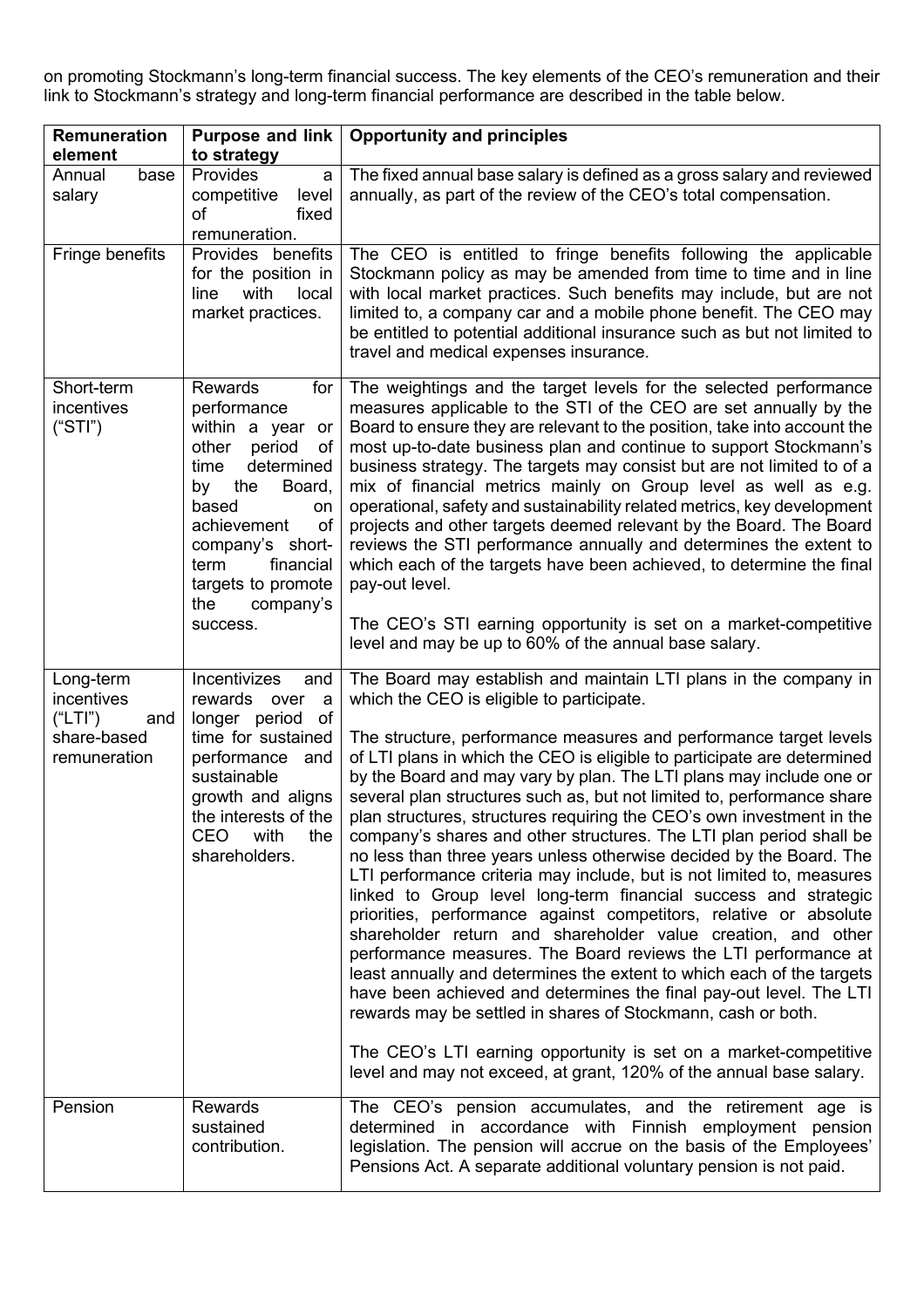on promoting Stockmann's long-term financial success. The key elements of the CEO's remuneration and their link to Stockmann's strategy and long-term financial performance are described in the table below.

| Remuneration element | Purpose and link to strategy | Opportunity and principles |
|---|---|---|
| Annual base salary | Provides a competitive level of fixed remuneration. | The fixed annual base salary is defined as a gross salary and reviewed annually, as part of the review of the CEO's total compensation. |
| Fringe benefits | Provides benefits for the position in line with local market practices. | The CEO is entitled to fringe benefits following the applicable Stockmann policy as may be amended from time to time and in line with local market practices. Such benefits may include, but are not limited to, a company car and a mobile phone benefit. The CEO may be entitled to potential additional insurance such as but not limited to travel and medical expenses insurance. |
| Short-term incentives ("STI") | Rewards for performance within a year or other period of time determined by the Board, based on achievement of company's short-term financial targets to promote the company's success. | The weightings and the target levels for the selected performance measures applicable to the STI of the CEO are set annually by the Board to ensure they are relevant to the position, take into account the most up-to-date business plan and continue to support Stockmann's business strategy. The targets may consist but are not limited to of a mix of financial metrics mainly on Group level as well as e.g. operational, safety and sustainability related metrics, key development projects and other targets deemed relevant by the Board. The Board reviews the STI performance annually and determines the extent to which each of the targets have been achieved, to determine the final pay-out level.<br><br>The CEO's STI earning opportunity is set on a market-competitive level and may be up to 60% of the annual base salary. |
| Long-term incentives ("LTI") and share-based remuneration | Incentivizes and rewards over a longer period of time for sustained performance and sustainable growth and aligns the interests of the CEO with the shareholders. | The Board may establish and maintain LTI plans in the company in which the CEO is eligible to participate.<br><br>The structure, performance measures and performance target levels of LTI plans in which the CEO is eligible to participate are determined by the Board and may vary by plan. The LTI plans may include one or several plan structures such as, but not limited to, performance share plan structures, structures requiring the CEO's own investment in the company's shares and other structures. The LTI plan period shall be no less than three years unless otherwise decided by the Board. The LTI performance criteria may include, but is not limited to, measures linked to Group level long-term financial success and strategic priorities, performance against competitors, relative or absolute shareholder return and shareholder value creation, and other performance measures. The Board reviews the LTI performance at least annually and determines the extent to which each of the targets have been achieved and determines the final pay-out level. The LTI rewards may be settled in shares of Stockmann, cash or both.<br><br>The CEO's LTI earning opportunity is set on a market-competitive level and may not exceed, at grant, 120% of the annual base salary. |
| Pension | Rewards sustained contribution. | The CEO's pension accumulates, and the retirement age is determined in accordance with Finnish employment pension legislation. The pension will accrue on the basis of the Employees' Pensions Act. A separate additional voluntary pension is not paid. |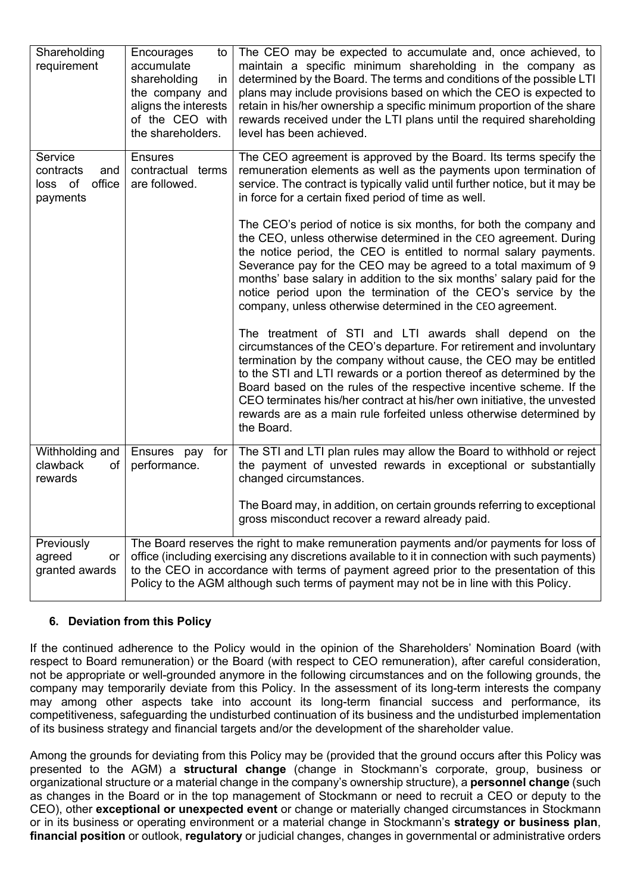| Shareholding requirement | Encourages to accumulate shareholding in the company and aligns the interests of the CEO with the shareholders. | The CEO may be expected to accumulate and, once achieved, to maintain a specific minimum shareholding in the company as determined by the Board. The terms and conditions of the possible LTI plans may include provisions based on which the CEO is expected to retain in his/her ownership a specific minimum proportion of the share rewards received under the LTI plans until the required shareholding level has been achieved. |
|---|---|---|
| Service contracts and loss of office payments | Ensures contractual terms are followed. | The CEO agreement is approved by the Board. Its terms specify the remuneration elements as well as the payments upon termination of service. The contract is typically valid until further notice, but it may be in force for a certain fixed period of time as well.<br><br>The CEO's period of notice is six months, for both the company and the CEO, unless otherwise determined in the CEO agreement. During the notice period, the CEO is entitled to normal salary payments. Severance pay for the CEO may be agreed to a total maximum of 9 months' base salary in addition to the six months' salary paid for the notice period upon the termination of the CEO's service by the company, unless otherwise determined in the CEO agreement.<br><br>The treatment of STI and LTI awards shall depend on the circumstances of the CEO's departure. For retirement and involuntary termination by the company without cause, the CEO may be entitled to the STI and LTI rewards or a portion thereof as determined by the Board based on the rules of the respective incentive scheme. If the CEO terminates his/her contract at his/her own initiative, the unvested rewards are as a main rule forfeited unless otherwise determined by the Board. |
| Withholding and clawback of rewards | Ensures pay for performance. | The STI and LTI plan rules may allow the Board to withhold or reject the payment of unvested rewards in exceptional or substantially changed circumstances.<br><br>The Board may, in addition, on certain grounds referring to exceptional gross misconduct recover a reward already paid. |
| Previously agreed or granted awards | The Board reserves the right to make remuneration payments and/or payments for loss of office (including exercising any discretions available to it in connection with such payments) to the CEO in accordance with terms of payment agreed prior to the presentation of this Policy to the AGM although such terms of payment may not be in line with this Policy. | |

## 6. Deviation from this Policy

If the continued adherence to the Policy would in the opinion of the Shareholders' Nomination Board (with respect to Board remuneration) or the Board (with respect to CEO remuneration), after careful consideration, not be appropriate or well-grounded anymore in the following circumstances and on the following grounds, the company may temporarily deviate from this Policy. In the assessment of its long-term interests the company may among other aspects take into account its long-term financial success and performance, its competitiveness, safeguarding the undisturbed continuation of its business and the undisturbed implementation of its business strategy and financial targets and/or the development of the shareholder value.

Among the grounds for deviating from this Policy may be (provided that the ground occurs after this Policy was presented to the AGM) a **structural change** (change in Stockmann's corporate, group, business or organizational structure or a material change in the company's ownership structure), a **personnel change** (such as changes in the Board or in the top management of Stockmann or need to recruit a CEO or deputy to the CEO), other **exceptional or unexpected event** or change or materially changed circumstances in Stockmann or in its business or operating environment or a material change in Stockmann's **strategy or business plan**, **financial position** or outlook, **regulatory** or judicial changes, changes in governmental or administrative orders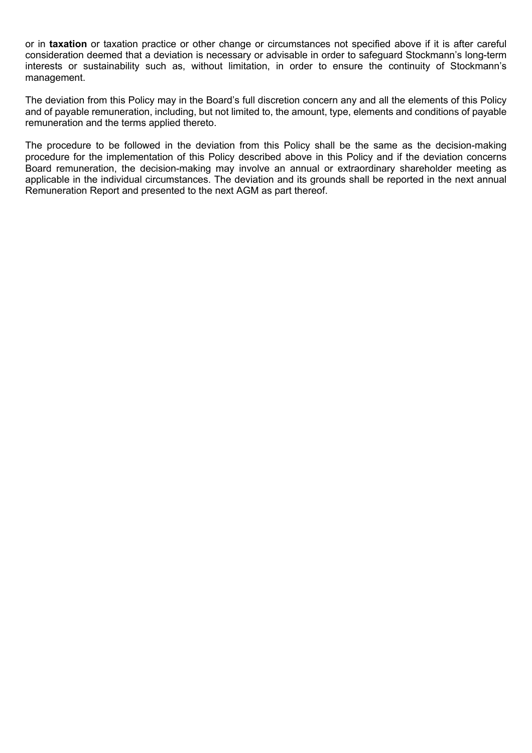or in **taxation** or taxation practice or other change or circumstances not specified above if it is after careful consideration deemed that a deviation is necessary or advisable in order to safeguard Stockmann's long-term interests or sustainability such as, without limitation, in order to ensure the continuity of Stockmann's management.

The deviation from this Policy may in the Board's full discretion concern any and all the elements of this Policy and of payable remuneration, including, but not limited to, the amount, type, elements and conditions of payable remuneration and the terms applied thereto.

The procedure to be followed in the deviation from this Policy shall be the same as the decision-making procedure for the implementation of this Policy described above in this Policy and if the deviation concerns Board remuneration, the decision-making may involve an annual or extraordinary shareholder meeting as applicable in the individual circumstances. The deviation and its grounds shall be reported in the next annual Remuneration Report and presented to the next AGM as part thereof.